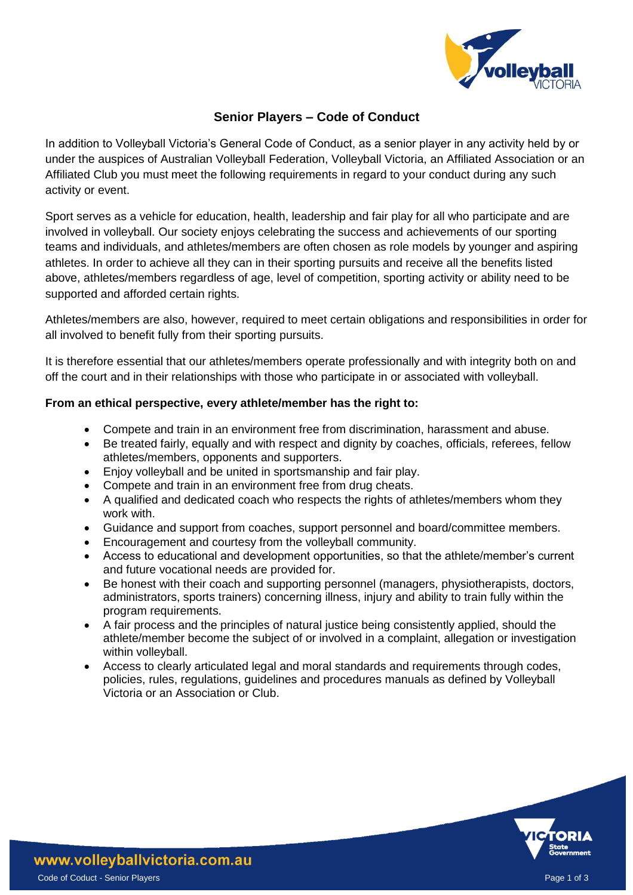# Senior Players – Code of Conduct

In addition to Volleyball Victoria's General Code of Conduct, as a senior player in any activity held by or under the auspices of Australian Volleyball Federation, Volleyball Victoria, an Affiliated Association or an Affiliated Club you must meet the following requirements in regard to your conduct during any such activity or event.

Sport serves as a vehicle for education, health, leadership and fair play for all who participate and are involved in volleyball. Our society enjoys celebrating the success and achievements of our sporting teams and individuals, and athletes/members are often chosen as role models by younger and aspiring athletes. In order to achieve all they can in their sporting pursuits and receive all the benefits listed above, athletes/members regardless of age, level of competition, sporting activity or ability need to be supported and afforded certain rights.

Athletes/members are also, however, required to meet certain obligations and responsibilities in order for all involved to benefit fully from their sporting pursuits.

It is therefore essential that our athletes/members operate professionally and with integrity both on and off the court and in their relationships with those who participate in or associated with volleyball.

**From an ethical perspective, every athlete/member has the right to:**

- Compete and train in an environment free from discrimination, harassment and abuse.
- Be treated fairly, equally and with respect and dignity by coaches, officials, referees, fellow athletes/members, opponents and supporters.
- Enjoy volleyball and be united in sportsmanship and fair play.
- Compete and train in an environment free from drug cheats.
- A qualified and dedicated coach who respects the rights of athletes/members whom they work with.
- Guidance and support from coaches, support personnel and board/committee members.
- Encouragement and courtesy from the volleyball community.
- Access to educational and development opportunities, so that the athlete/member's current and future vocational needs are provided for.
- Be honest with their coach and supporting personnel (managers, physiotherapists, doctors, administrators, sports trainers) concerning illness, injury and ability to train fully within the program requirements.
- A fair process and the principles of natural justice being consistently applied, should the athlete/member become the subject of or involved in a complaint, allegation or investigation within volleyball.
- Access to clearly articulated legal and moral standards and requirements through codes, policies, rules, regulations, guidelines and procedures manuals as defined by Volleyball Victoria or an Association or Club.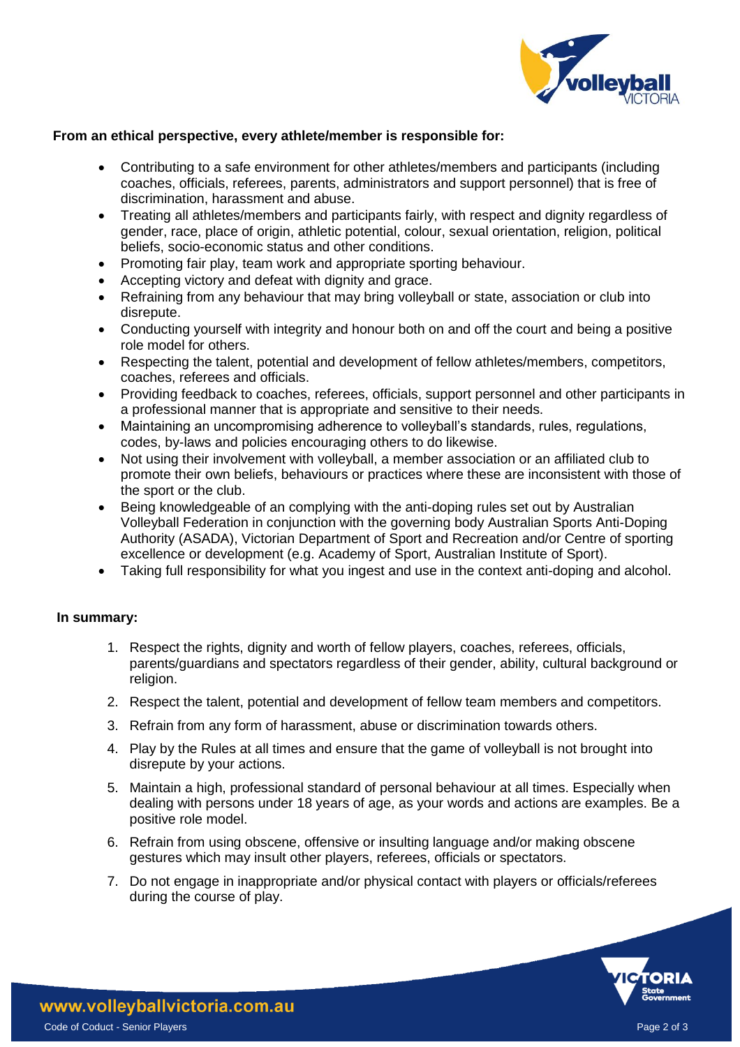**From an ethical perspective, every athlete/member is responsible for:**

- Contributing to a safe environment for other athletes/members and participants (including coaches, officials, referees, parents, administrators and support personnel) that is free of discrimination, harassment and abuse.
- Treating all athletes/members and participants fairly, with respect and dignity regardless of gender, race, place of origin, athletic potential, colour, sexual orientation, religion, political beliefs, socio-economic status and other conditions.
- Promoting fair play, team work and appropriate sporting behaviour.
- Accepting victory and defeat with dignity and grace.
- Refraining from any behaviour that may bring volleyball or state, association or club into disrepute.
- Conducting yourself with integrity and honour both on and off the court and being a positive role model for others.
- Respecting the talent, potential and development of fellow athletes/members, competitors, coaches, referees and officials.
- Providing feedback to coaches, referees, officials, support personnel and other participants in a professional manner that is appropriate and sensitive to their needs.
- Maintaining an uncompromising adherence to volleyball's standards, rules, regulations, codes, by-laws and policies encouraging others to do likewise.
- Not using their involvement with volleyball, a member association or an affiliated club to promote their own beliefs, behaviours or practices where these are inconsistent with those of the sport or the club.
- Being knowledgeable of an complying with the anti-doping rules set out by Australian Volleyball Federation in conjunction with the governing body Australian Sports Anti-Doping Authority (ASADA), Victorian Department of Sport and Recreation and/or Centre of sporting excellence or development (e.g. Academy of Sport, Australian Institute of Sport).
- Taking full responsibility for what you ingest and use in the context anti-doping and alcohol.

**In summary:**

1. Respect the rights, dignity and worth of fellow players, coaches, referees, officials, parents/guardians and spectators regardless of their gender, ability, cultural background or religion.
2. Respect the talent, potential and development of fellow team members and competitors.
3. Refrain from any form of harassment, abuse or discrimination towards others.
4. Play by the Rules at all times and ensure that the game of volleyball is not brought into disrepute by your actions.
5. Maintain a high, professional standard of personal behaviour at all times. Especially when dealing with persons under 18 years of age, as your words and actions are examples. Be a positive role model.
6. Refrain from using obscene, offensive or insulting language and/or making obscene gestures which may insult other players, referees, officials or spectators.
7. Do not engage in inappropriate and/or physical contact with players or officials/referees during the course of play.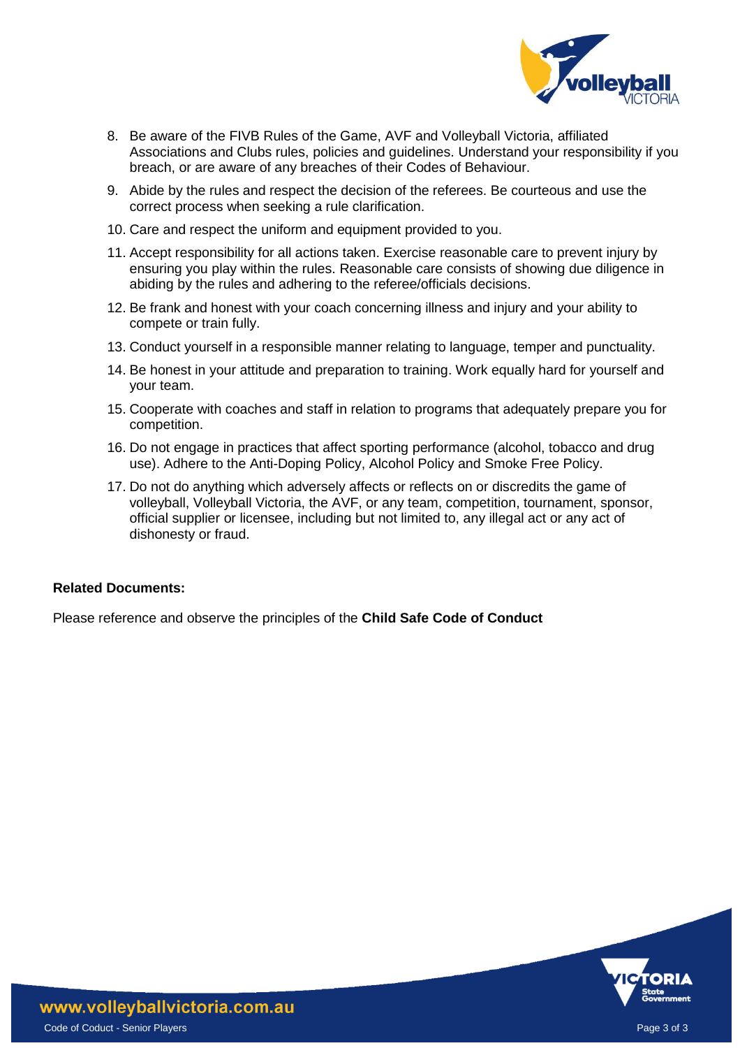8. Be aware of the FIVB Rules of the Game, AVF and Volleyball Victoria, affiliated Associations and Clubs rules, policies and guidelines. Understand your responsibility if you breach, or are aware of any breaches of their Codes of Behaviour.
9. Abide by the rules and respect the decision of the referees. Be courteous and use the correct process when seeking a rule clarification.
10. Care and respect the uniform and equipment provided to you.
11. Accept responsibility for all actions taken. Exercise reasonable care to prevent injury by ensuring you play within the rules. Reasonable care consists of showing due diligence in abiding by the rules and adhering to the referee/officials decisions.
12. Be frank and honest with your coach concerning illness and injury and your ability to compete or train fully.
13. Conduct yourself in a responsible manner relating to language, temper and punctuality.
14. Be honest in your attitude and preparation to training. Work equally hard for yourself and your team.
15. Cooperate with coaches and staff in relation to programs that adequately prepare you for competition.
16. Do not engage in practices that affect sporting performance (alcohol, tobacco and drug use). Adhere to the Anti-Doping Policy, Alcohol Policy and Smoke Free Policy.
17. Do not do anything which adversely affects or reflects on or discredits the game of volleyball, Volleyball Victoria, the AVF, or any team, competition, tournament, sponsor, official supplier or licensee, including but not limited to, any illegal act or any act of dishonesty or fraud.

**Related Documents:**

Please reference and observe the principles of the **Child Safe Code of Conduct**